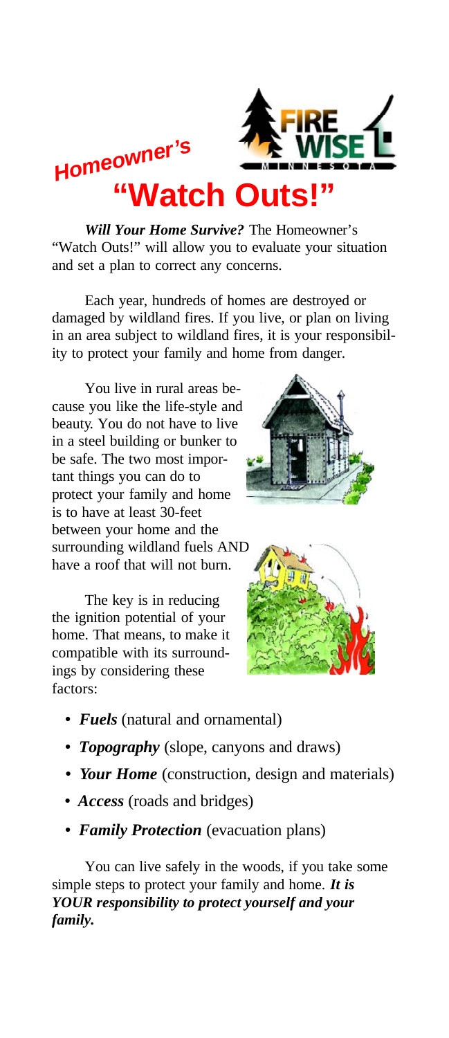# Homeowner's "Watch Outs!"

***Will Your Home Survive?*** The Homeowner's "Watch Outs!" will allow you to evaluate your situation and set a plan to correct any concerns.

Each year, hundreds of homes are destroyed or damaged by wildland fires. If you live, or plan on living in an area subject to wildland fires, it is your responsibility to protect your family and home from danger.

You live in rural areas because you like the life-style and beauty. You do not have to live in a steel building or bunker to be safe. The two most important things you can do to protect your family and home is to have at least 30-feet between your home and the surrounding wildland fuels AND have a roof that will not burn.

The key is in reducing the ignition potential of your home. That means, to make it compatible with its surroundings by considering these factors:

- ***Fuels*** (natural and ornamental)
- ***Topography*** (slope, canyons and draws)
- ***Your Home*** (construction, design and materials)
- ***Access*** (roads and bridges)
- ***Family Protection*** (evacuation plans)

You can live safely in the woods, if you take some simple steps to protect your family and home. ***It is YOUR responsibility to protect yourself and your family.***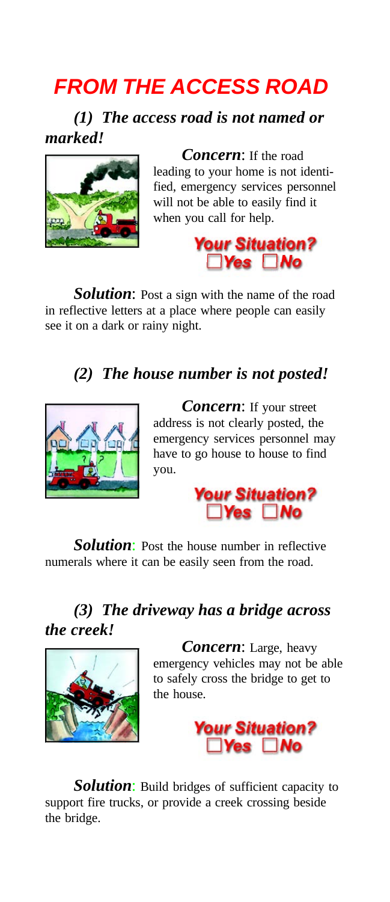# *FROM THE ACCESS ROAD*

### *(1) The access road is not named or marked!*

***Concern***: If the road leading to your home is not identified, emergency services personnel will not be able to easily find it when you call for help.

***Your Situation?***
☐***Yes*** ☐***No***

***Solution***: Post a sign with the name of the road in reflective letters at a place where people can easily see it on a dark or rainy night.

### *(2) The house number is not posted!*

***Concern***: If your street address is not clearly posted, the emergency services personnel may have to go house to house to find you.

***Your Situation?***
☐***Yes*** ☐***No***

***Solution***: Post the house number in reflective numerals where it can be easily seen from the road.

### *(3) The driveway has a bridge across the creek!*

***Concern***: Large, heavy emergency vehicles may not be able to safely cross the bridge to get to the house.

***Your Situation?***
☐***Yes*** ☐***No***

***Solution***: Build bridges of sufficient capacity to support fire trucks, or provide a creek crossing beside the bridge.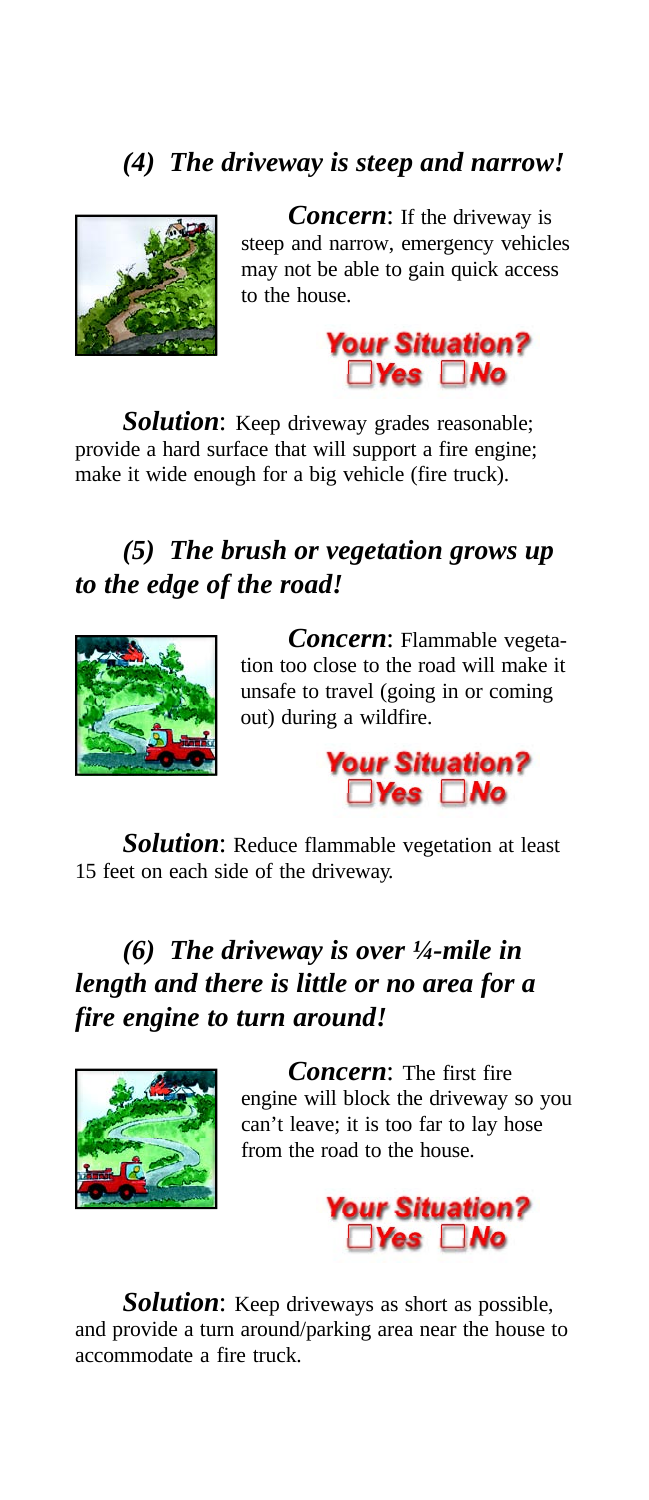## *(4) The driveway is steep and narrow!*

***Concern***: If the driveway is steep and narrow, emergency vehicles may not be able to gain quick access to the house.

***Your Situation?***
☐ Yes ☐ No

***Solution***: Keep driveway grades reasonable; provide a hard surface that will support a fire engine; make it wide enough for a big vehicle (fire truck).

## *(5) The brush or vegetation grows up to the edge of the road!*

***Concern***: Flammable vegetation too close to the road will make it unsafe to travel (going in or coming out) during a wildfire.

***Your Situation?***
☐ Yes ☐ No

***Solution***: Reduce flammable vegetation at least 15 feet on each side of the driveway.

## *(6) The driveway is over ¼-mile in length and there is little or no area for a fire engine to turn around!*

***Concern***: The first fire engine will block the driveway so you can't leave; it is too far to lay hose from the road to the house.

***Your Situation?***
☐ Yes ☐ No

***Solution***: Keep driveways as short as possible, and provide a turn around/parking area near the house to accommodate a fire truck.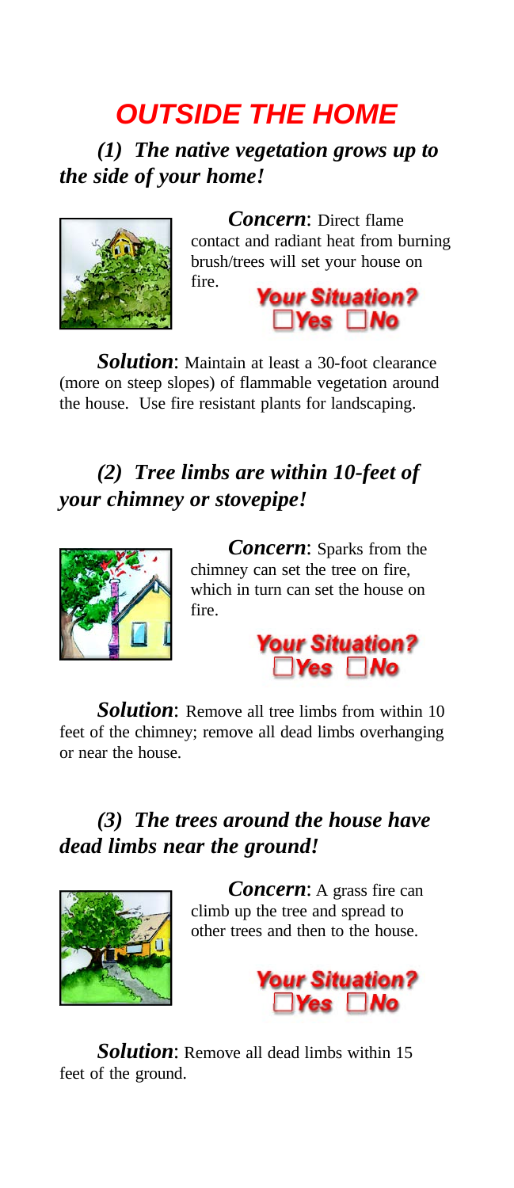# *OUTSIDE THE HOME*

### *(1) The native vegetation grows up to the side of your home!*

***Concern***: Direct flame contact and radiant heat from burning brush/trees will set your house on fire.

***Your Situation?***
☐ *Yes* ☐ *No*

***Solution***: Maintain at least a 30-foot clearance (more on steep slopes) of flammable vegetation around the house. Use fire resistant plants for landscaping.

### *(2) Tree limbs are within 10-feet of your chimney or stovepipe!*

***Concern***: Sparks from the chimney can set the tree on fire, which in turn can set the house on fire.

***Your Situation?***
☐ *Yes* ☐ *No*

***Solution***: Remove all tree limbs from within 10 feet of the chimney; remove all dead limbs overhanging or near the house.

### *(3) The trees around the house have dead limbs near the ground!*

***Concern***: A grass fire can climb up the tree and spread to other trees and then to the house.

***Your Situation?***
☐ *Yes* ☐ *No*

***Solution***: Remove all dead limbs within 15 feet of the ground.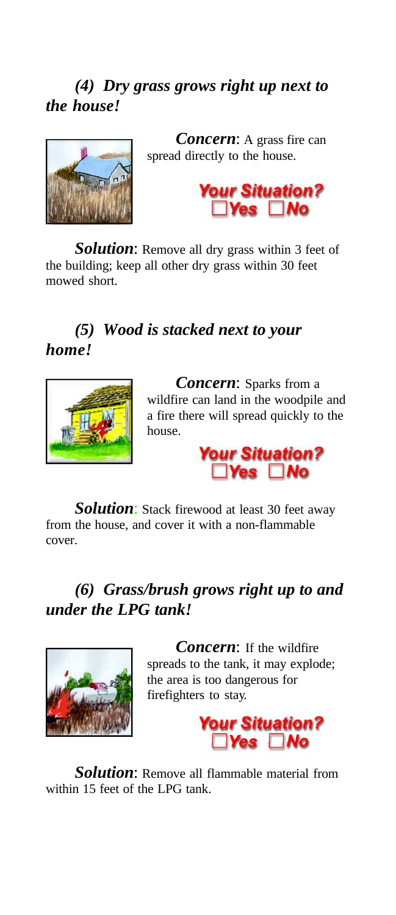### *(4) Dry grass grows right up next to the house!*

***Concern***: A grass fire can spread directly to the house.

***Your Situation?***
☐ ***Yes*** ☐ ***No***

***Solution***: Remove all dry grass within 3 feet of the building; keep all other dry grass within 30 feet mowed short.

### *(5) Wood is stacked next to your home!*

***Concern***: Sparks from a wildfire can land in the woodpile and a fire there will spread quickly to the house.

***Your Situation?***
☐ ***Yes*** ☐ ***No***

***Solution***: Stack firewood at least 30 feet away from the house, and cover it with a non-flammable cover.

### *(6) Grass/brush grows right up to and under the LPG tank!*

***Concern***: If the wildfire spreads to the tank, it may explode; the area is too dangerous for firefighters to stay.

***Your Situation?***
☐ ***Yes*** ☐ ***No***

***Solution***: Remove all flammable material from within 15 feet of the LPG tank.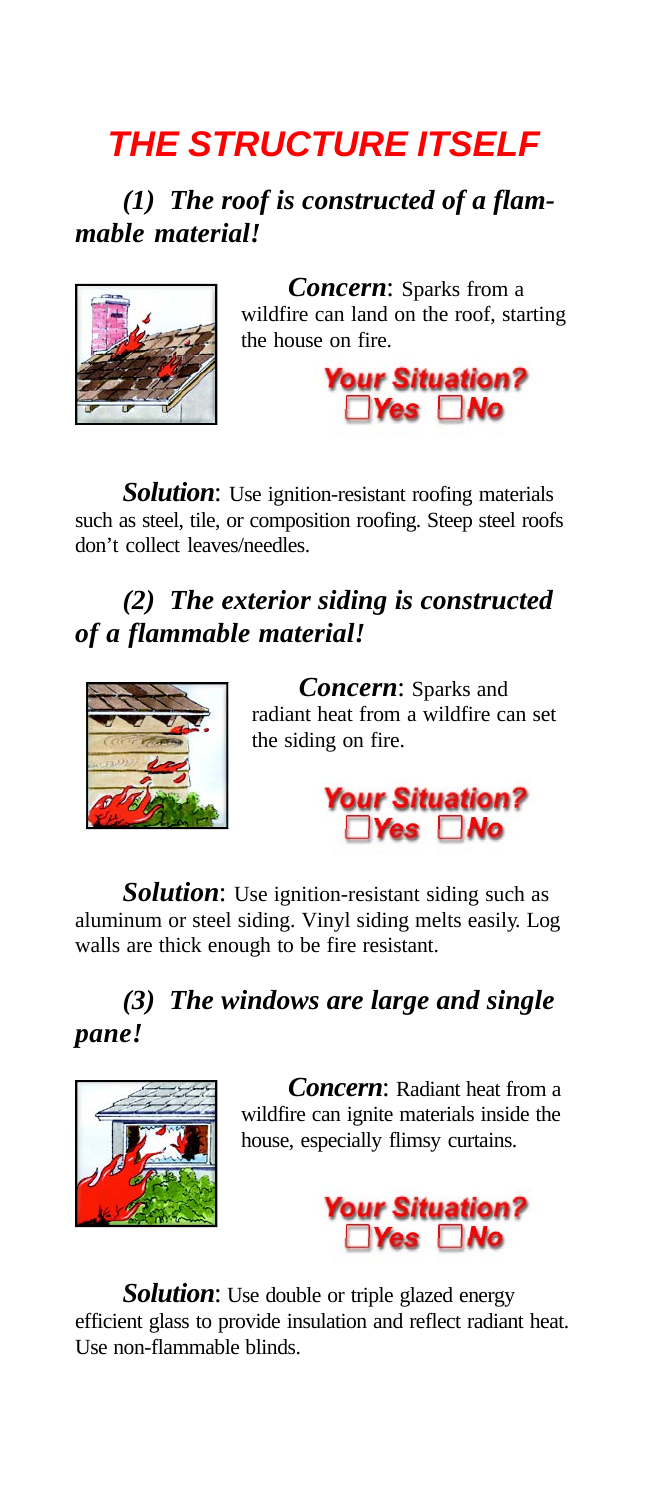# *THE STRUCTURE ITSELF*

## *(1) The roof is constructed of a flammable material!*

***Concern***: Sparks from a wildfire can land on the roof, starting the house on fire.

***Your Situation?***
☐ *Yes* ☐ *No*

***Solution***: Use ignition-resistant roofing materials such as steel, tile, or composition roofing. Steep steel roofs don't collect leaves/needles.

## *(2) The exterior siding is constructed of a flammable material!*

***Concern***: Sparks and radiant heat from a wildfire can set the siding on fire.

***Your Situation?***
☐ *Yes* ☐ *No*

***Solution***: Use ignition-resistant siding such as aluminum or steel siding. Vinyl siding melts easily. Log walls are thick enough to be fire resistant.

## *(3) The windows are large and single pane!*

***Concern***: Radiant heat from a wildfire can ignite materials inside the house, especially flimsy curtains.

***Your Situation?***
☐ *Yes* ☐ *No*

***Solution***: Use double or triple glazed energy efficient glass to provide insulation and reflect radiant heat. Use non-flammable blinds.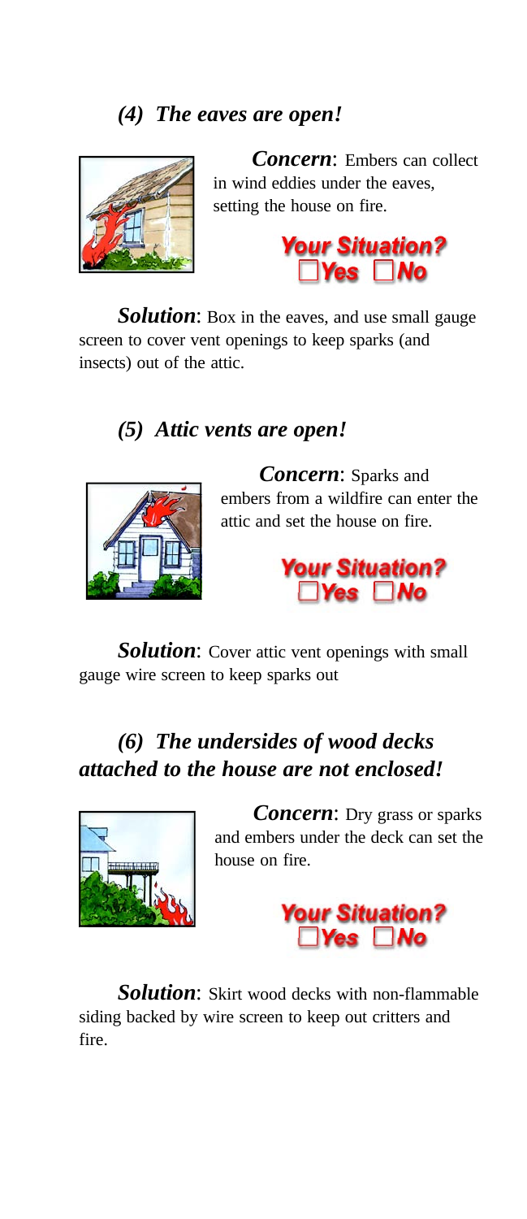## *(4) The eaves are open!*

***Concern***: Embers can collect in wind eddies under the eaves, setting the house on fire.

***Your Situation?***
☐ *Yes* ☐ *No*

***Solution***: Box in the eaves, and use small gauge screen to cover vent openings to keep sparks (and insects) out of the attic.

## *(5) Attic vents are open!*

***Concern***: Sparks and embers from a wildfire can enter the attic and set the house on fire.

***Your Situation?***
☐ *Yes* ☐ *No*

***Solution***: Cover attic vent openings with small gauge wire screen to keep sparks out

## *(6) The undersides of wood decks attached to the house are not enclosed!*

***Concern***: Dry grass or sparks and embers under the deck can set the house on fire.

***Your Situation?***
☐ *Yes* ☐ *No*

***Solution***: Skirt wood decks with non-flammable siding backed by wire screen to keep out critters and fire.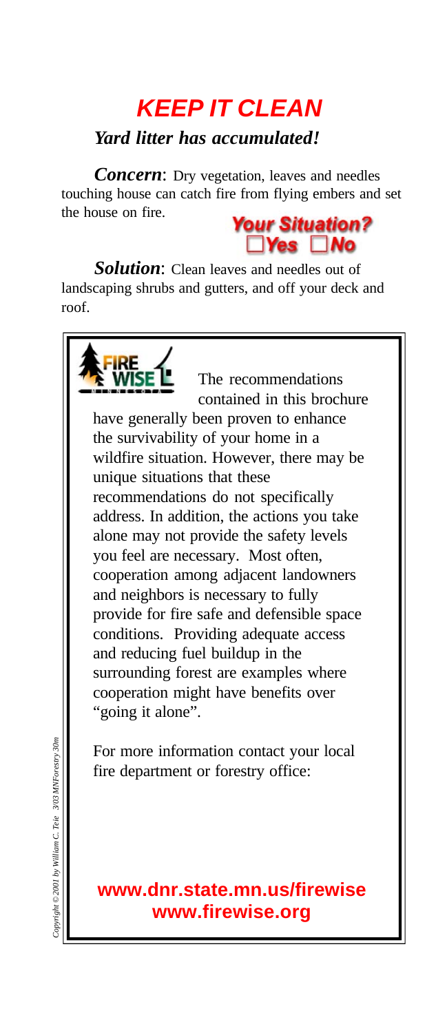# *KEEP IT CLEAN*

### *Yard litter has accumulated!*

***Concern***: Dry vegetation, leaves and needles touching house can catch fire from flying embers and set the house on fire.

***Your Situation?***
☐ *Yes* ☐ *No*

***Solution***: Clean leaves and needles out of landscaping shrubs and gutters, and off your deck and roof.

The recommendations contained in this brochure have generally been proven to enhance the survivability of your home in a wildfire situation. However, there may be unique situations that these recommendations do not specifically address. In addition, the actions you take alone may not provide the safety levels you feel are necessary. Most often, cooperation among adjacent landowners and neighbors is necessary to fully provide for fire safe and defensible space conditions. Providing adequate access and reducing fuel buildup in the surrounding forest are examples where cooperation might have benefits over "going it alone".

For more information contact your local fire department or forestry office:

**www.dnr.state.mn.us/firewise**
**www.firewise.org**

*Copyright © 2001 by William C. Teie 3/03 MNForestry 30m*